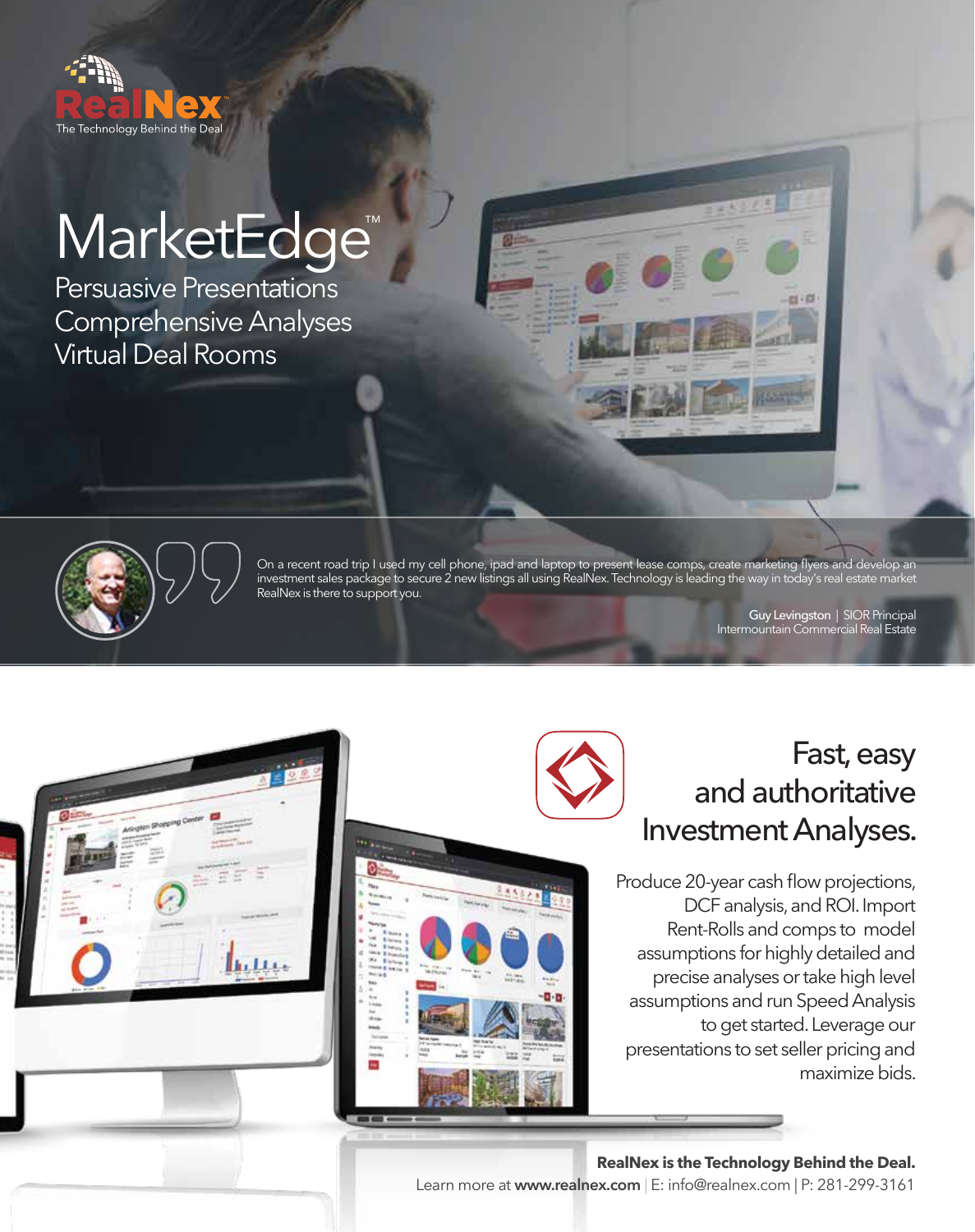RealNex
The Technology Behind the Deal

# MarketEdge™

## Persuasive Presentations
## Comprehensive Analyses
## Virtual Deal Rooms

On a recent road trip I used my cell phone, ipad and laptop to present lease comps, create marketing flyers and develop an investment sales package to secure 2 new listings all using RealNex. Technology is leading the way in today's real estate market RealNex is there to support you.

Guy Levingston | SIOR Principal
Intermountain Commercial Real Estate

## Fast, easy and authoritative Investment Analyses.

Produce 20-year cash flow projections, DCF analysis, and ROI. Import Rent-Rolls and comps to model assumptions for highly detailed and precise analyses or take high level assumptions and run Speed Analysis to get started. Leverage our presentations to set seller pricing and maximize bids.

**RealNex is the Technology Behind the Deal.**
Learn more at **www.realnex.com** | E: info@realnex.com | P: 281-299-3161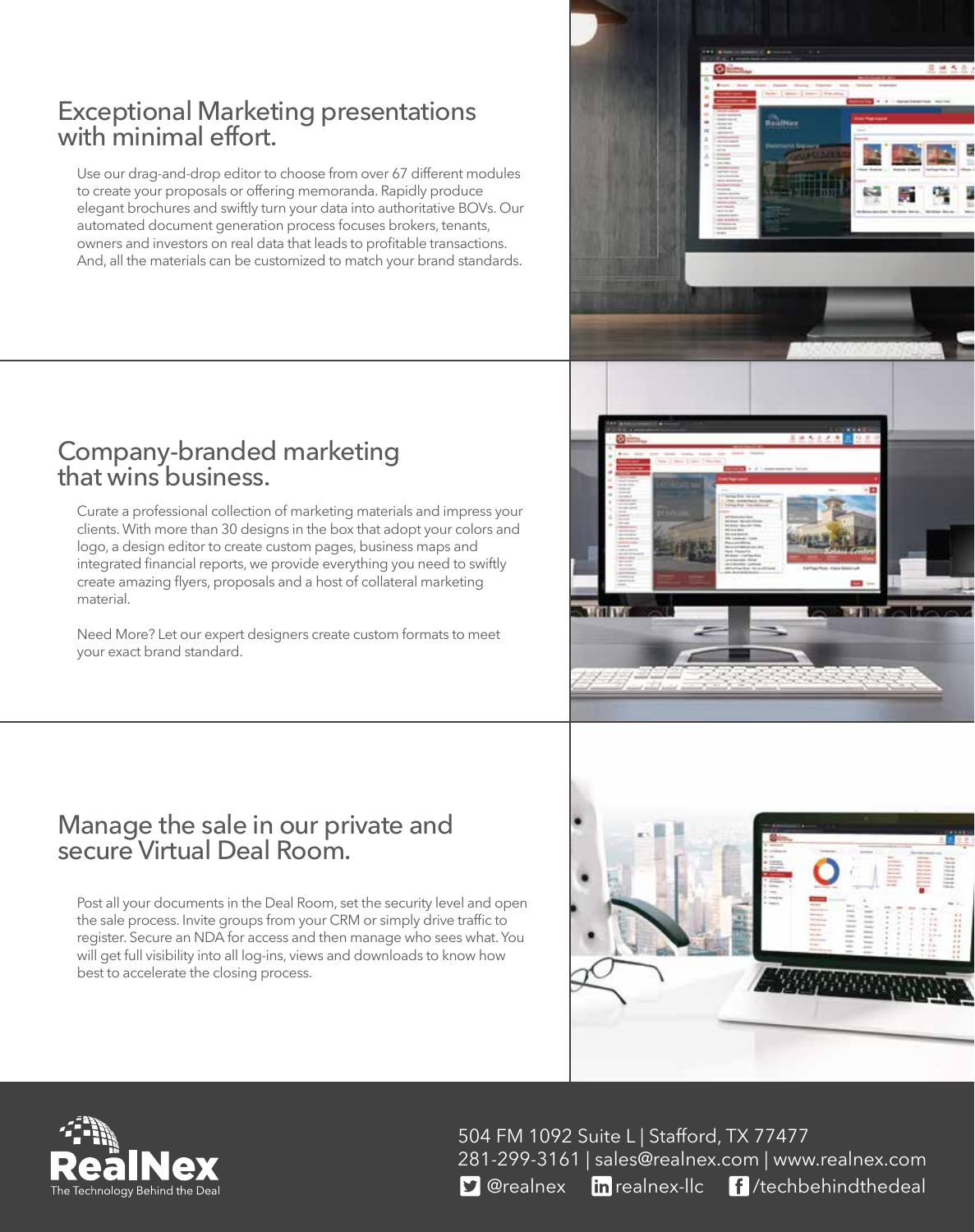## Exceptional Marketing presentations with minimal effort.

Use our drag-and-drop editor to choose from over 67 different modules to create your proposals or offering memoranda. Rapidly produce elegant brochures and swiftly turn your data into authoritative BOVs. Our automated document generation process focuses brokers, tenants, owners and investors on real data that leads to profitable transactions. And, all the materials can be customized to match your brand standards.

## Company-branded marketing that wins business.

Curate a professional collection of marketing materials and impress your clients. With more than 30 designs in the box that adopt your colors and logo, a design editor to create custom pages, business maps and integrated financial reports, we provide everything you need to swiftly create amazing flyers, proposals and a host of collateral marketing material.

Need More? Let our expert designers create custom formats to meet your exact brand standard.

## Manage the sale in our private and secure Virtual Deal Room.

Post all your documents in the Deal Room, set the security level and open the sale process. Invite groups from your CRM or simply drive traffic to register. Secure an NDA for access and then manage who sees what. You will get full visibility into all log-ins, views and downloads to know how best to accelerate the closing process.

**RealNex**
The Technology Behind the Deal

504 FM 1092 Suite L | Stafford, TX 77477
281-299-3161 | sales@realnex.com | www.realnex.com
@realnex realnex-llc /techbehindthedeal